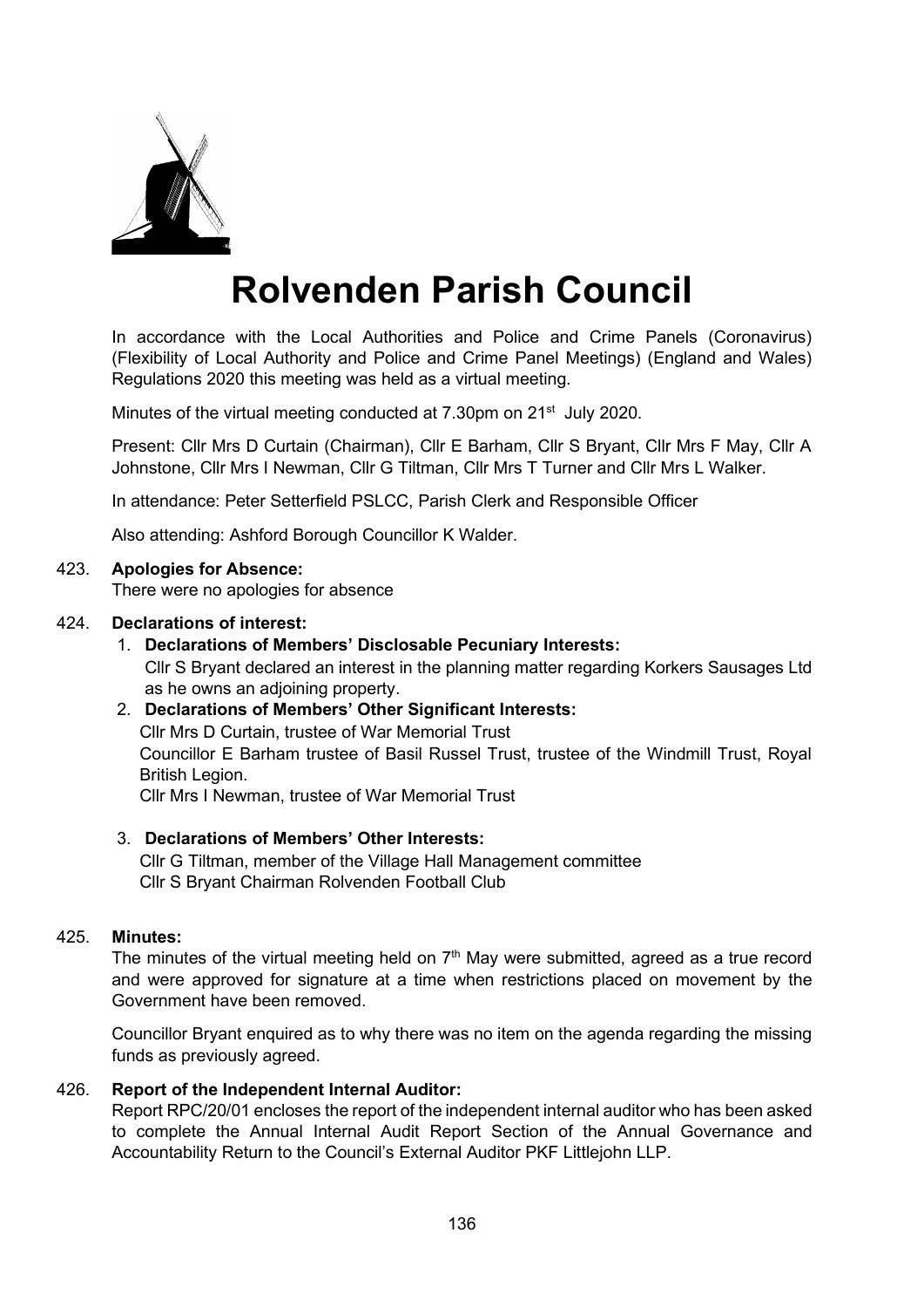# Rolvenden Parish Council

In accordance with the Local Authorities and Police and Crime Panels (Coronavirus) (Flexibility of Local Authority and Police and Crime Panel Meetings) (England and Wales) Regulations 2020 this meeting was held as a virtual meeting.

Minutes of the virtual meeting conducted at 7.30pm on 21st July 2020.

Present: Cllr Mrs D Curtain (Chairman), Cllr E Barham, Cllr S Bryant, Cllr Mrs F May, Cllr A Johnstone, Cllr Mrs I Newman, Cllr G Tiltman, Cllr Mrs T Turner and Cllr Mrs L Walker.

In attendance: Peter Setterfield PSLCC, Parish Clerk and Responsible Officer

Also attending: Ashford Borough Councillor K Walder.

423. **Apologies for Absence:**
There were no apologies for absence

424. **Declarations of interest:**

1. **Declarations of Members' Disclosable Pecuniary Interests:**
Cllr S Bryant declared an interest in the planning matter regarding Korkers Sausages Ltd as he owns an adjoining property.

2. **Declarations of Members' Other Significant Interests:**
Cllr Mrs D Curtain, trustee of War Memorial Trust
Councillor E Barham trustee of Basil Russel Trust, trustee of the Windmill Trust, Royal British Legion.
Cllr Mrs I Newman, trustee of War Memorial Trust

3. **Declarations of Members' Other Interests:**
Cllr G Tiltman, member of the Village Hall Management committee
Cllr S Bryant Chairman Rolvenden Football Club

425. **Minutes:**
The minutes of the virtual meeting held on 7th May were submitted, agreed as a true record and were approved for signature at a time when restrictions placed on movement by the Government have been removed.

Councillor Bryant enquired as to why there was no item on the agenda regarding the missing funds as previously agreed.

426. **Report of the Independent Internal Auditor:**
Report RPC/20/01 encloses the report of the independent internal auditor who has been asked to complete the Annual Internal Audit Report Section of the Annual Governance and Accountability Return to the Council's External Auditor PKF Littlejohn LLP.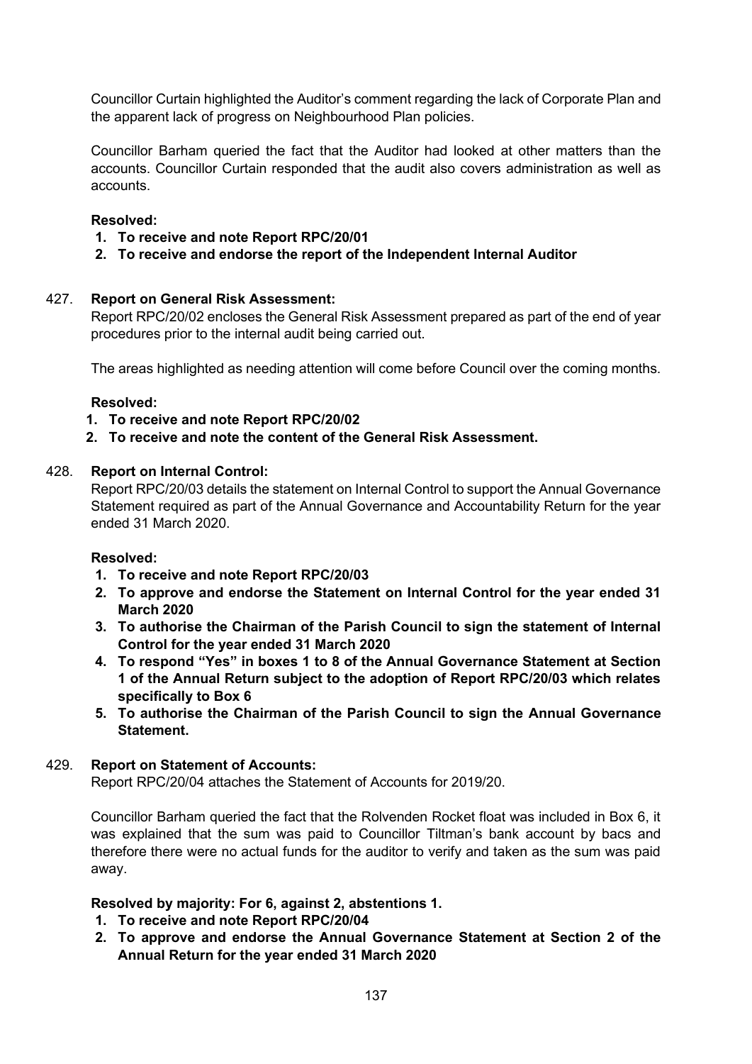Councillor Curtain highlighted the Auditor's comment regarding the lack of Corporate Plan and the apparent lack of progress on Neighbourhood Plan policies.

Councillor Barham queried the fact that the Auditor had looked at other matters than the accounts. Councillor Curtain responded that the audit also covers administration as well as accounts.

**Resolved:**

1. **To receive and note Report RPC/20/01**
2. **To receive and endorse the report of the Independent Internal Auditor**

427. **Report on General Risk Assessment:**

Report RPC/20/02 encloses the General Risk Assessment prepared as part of the end of year procedures prior to the internal audit being carried out.

The areas highlighted as needing attention will come before Council over the coming months.

**Resolved:**

1. **To receive and note Report RPC/20/02**
2. **To receive and note the content of the General Risk Assessment.**

428. **Report on Internal Control:**

Report RPC/20/03 details the statement on Internal Control to support the Annual Governance Statement required as part of the Annual Governance and Accountability Return for the year ended 31 March 2020.

**Resolved:**

1. **To receive and note Report RPC/20/03**
2. **To approve and endorse the Statement on Internal Control for the year ended 31 March 2020**
3. **To authorise the Chairman of the Parish Council to sign the statement of Internal Control for the year ended 31 March 2020**
4. **To respond "Yes" in boxes 1 to 8 of the Annual Governance Statement at Section 1 of the Annual Return subject to the adoption of Report RPC/20/03 which relates specifically to Box 6**
5. **To authorise the Chairman of the Parish Council to sign the Annual Governance Statement.**

429. **Report on Statement of Accounts:**

Report RPC/20/04 attaches the Statement of Accounts for 2019/20.

Councillor Barham queried the fact that the Rolvenden Rocket float was included in Box 6, it was explained that the sum was paid to Councillor Tiltman's bank account by bacs and therefore there were no actual funds for the auditor to verify and taken as the sum was paid away.

**Resolved by majority: For 6, against 2, abstentions 1.**

1. **To receive and note Report RPC/20/04**
2. **To approve and endorse the Annual Governance Statement at Section 2 of the Annual Return for the year ended 31 March 2020**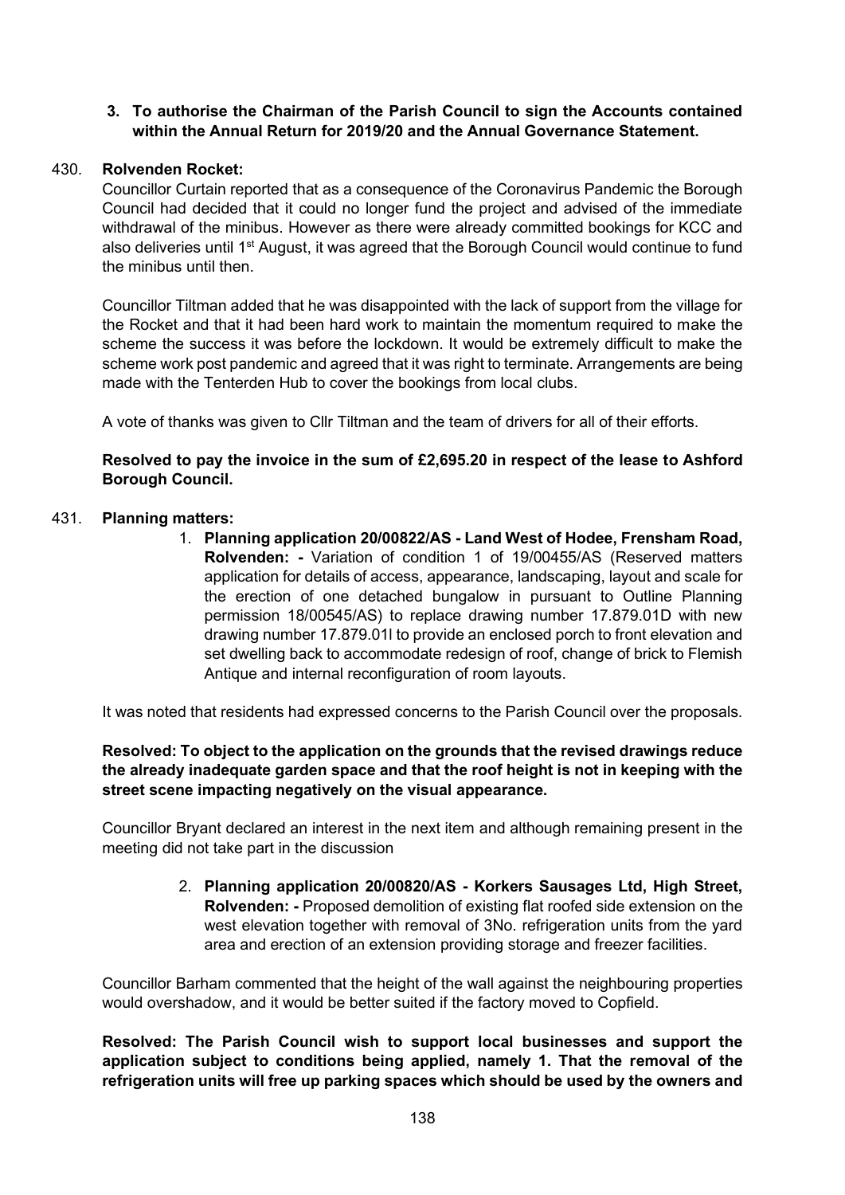**3. To authorise the Chairman of the Parish Council to sign the Accounts contained within the Annual Return for 2019/20 and the Annual Governance Statement.**

430. **Rolvenden Rocket:**

Councillor Curtain reported that as a consequence of the Coronavirus Pandemic the Borough Council had decided that it could no longer fund the project and advised of the immediate withdrawal of the minibus. However as there were already committed bookings for KCC and also deliveries until 1st August, it was agreed that the Borough Council would continue to fund the minibus until then.

Councillor Tiltman added that he was disappointed with the lack of support from the village for the Rocket and that it had been hard work to maintain the momentum required to make the scheme the success it was before the lockdown. It would be extremely difficult to make the scheme work post pandemic and agreed that it was right to terminate. Arrangements are being made with the Tenterden Hub to cover the bookings from local clubs.

A vote of thanks was given to Cllr Tiltman and the team of drivers for all of their efforts.

**Resolved to pay the invoice in the sum of £2,695.20 in respect of the lease to Ashford Borough Council.**

431. **Planning matters:**

1. **Planning application 20/00822/AS - Land West of Hodee, Frensham Road, Rolvenden: -** Variation of condition 1 of 19/00455/AS (Reserved matters application for details of access, appearance, landscaping, layout and scale for the erection of one detached bungalow in pursuant to Outline Planning permission 18/00545/AS) to replace drawing number 17.879.01D with new drawing number 17.879.01I to provide an enclosed porch to front elevation and set dwelling back to accommodate redesign of roof, change of brick to Flemish Antique and internal reconfiguration of room layouts.

It was noted that residents had expressed concerns to the Parish Council over the proposals.

**Resolved: To object to the application on the grounds that the revised drawings reduce the already inadequate garden space and that the roof height is not in keeping with the street scene impacting negatively on the visual appearance.**

Councillor Bryant declared an interest in the next item and although remaining present in the meeting did not take part in the discussion

2. **Planning application 20/00820/AS - Korkers Sausages Ltd, High Street, Rolvenden: -** Proposed demolition of existing flat roofed side extension on the west elevation together with removal of 3No. refrigeration units from the yard area and erection of an extension providing storage and freezer facilities.

Councillor Barham commented that the height of the wall against the neighbouring properties would overshadow, and it would be better suited if the factory moved to Copfield.

**Resolved: The Parish Council wish to support local businesses and support the application subject to conditions being applied, namely 1. That the removal of the refrigeration units will free up parking spaces which should be used by the owners and**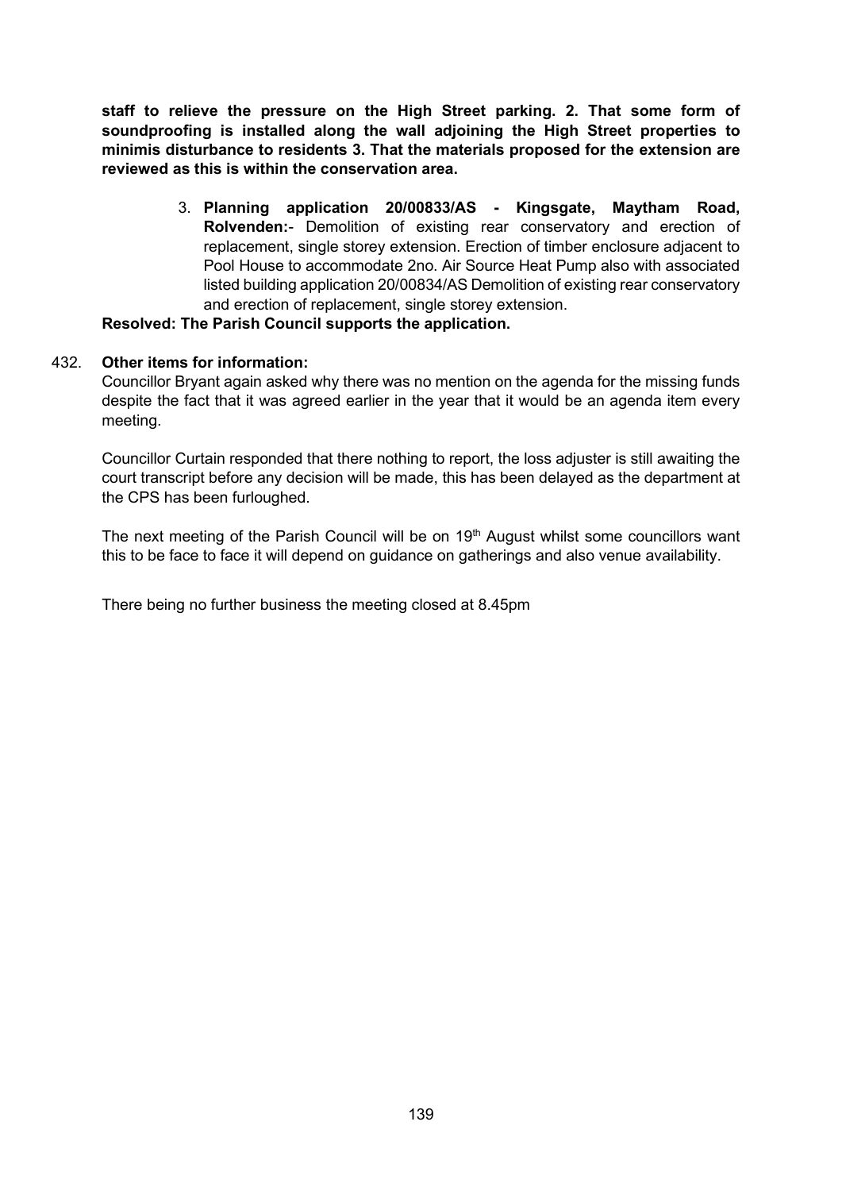**staff to relieve the pressure on the High Street parking. 2. That some form of soundproofing is installed along the wall adjoining the High Street properties to minimis disturbance to residents 3. That the materials proposed for the extension are reviewed as this is within the conservation area.**

3. **Planning application 20/00833/AS - Kingsgate, Maytham Road, Rolvenden:**- Demolition of existing rear conservatory and erection of replacement, single storey extension. Erection of timber enclosure adjacent to Pool House to accommodate 2no. Air Source Heat Pump also with associated listed building application 20/00834/AS Demolition of existing rear conservatory and erection of replacement, single storey extension.

**Resolved: The Parish Council supports the application.**

432. **Other items for information:**

Councillor Bryant again asked why there was no mention on the agenda for the missing funds despite the fact that it was agreed earlier in the year that it would be an agenda item every meeting.

Councillor Curtain responded that there nothing to report, the loss adjuster is still awaiting the court transcript before any decision will be made, this has been delayed as the department at the CPS has been furloughed.

The next meeting of the Parish Council will be on 19th August whilst some councillors want this to be face to face it will depend on guidance on gatherings and also venue availability.

There being no further business the meeting closed at 8.45pm